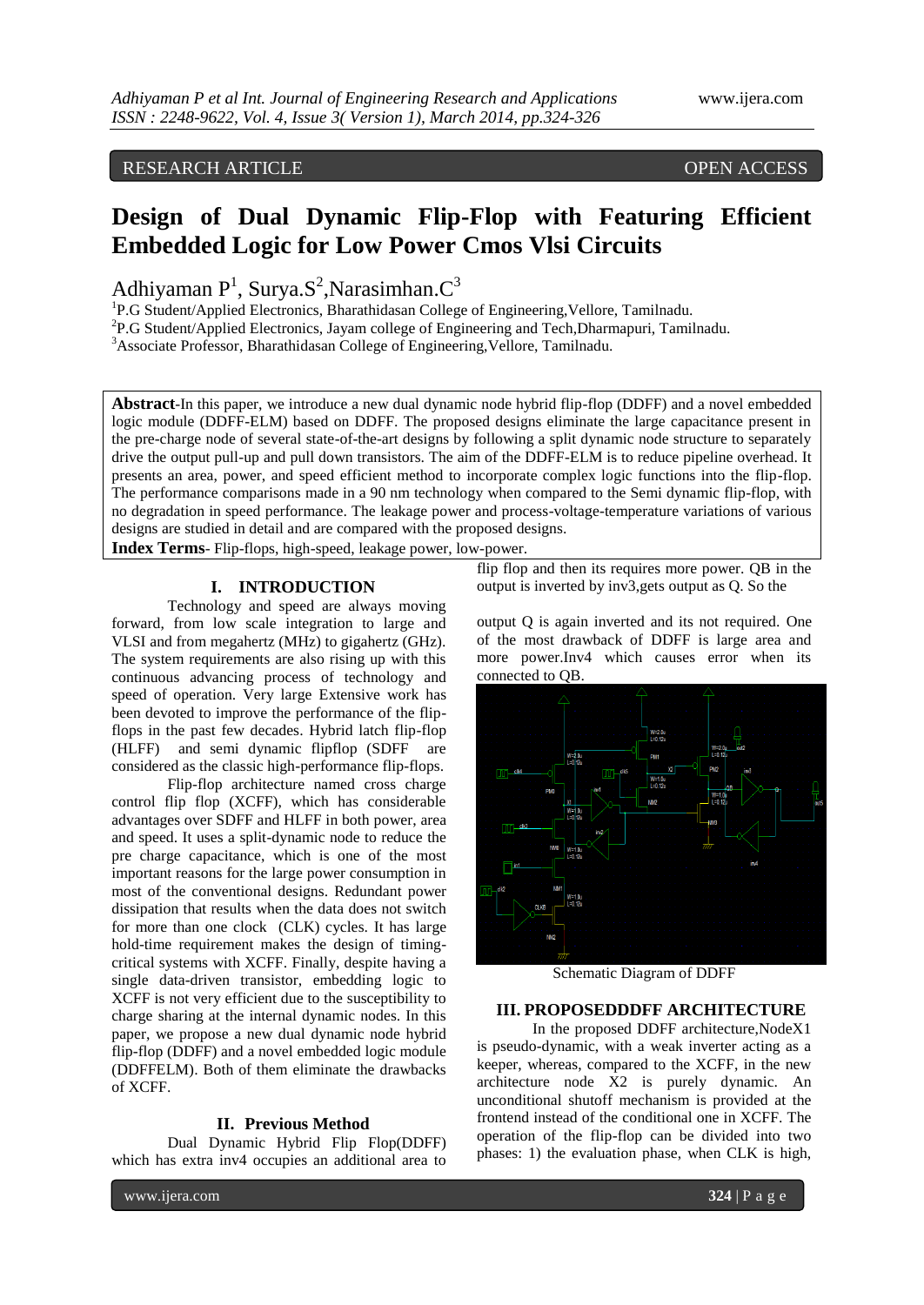RESEARCH ARTICLE OPEN ACCESS

# Design of Dual Dynamic Flip-Flop with Featuring Efficient Embedded Logic for Low Power Cmos Vlsi Circuits

Adhiyaman P[1], Surya.S[2],Narasimhan.C[3]

[1]P.G Student/Applied Electronics, Bharathidasan College of Engineering,Vellore, Tamilnadu.
[2]P.G Student/Applied Electronics, Jayam college of Engineering and Tech,Dharmapuri, Tamilnadu.
[3]Associate Professor, Bharathidasan College of Engineering,Vellore, Tamilnadu.

**Abstract**-In this paper, we introduce a new dual dynamic node hybrid flip-flop (DDFF) and a novel embedded logic module (DDFF-ELM) based on DDFF. The proposed designs eliminate the large capacitance present in the pre-charge node of several state-of-the-art designs by following a split dynamic node structure to separately drive the output pull-up and pull down transistors. The aim of the DDFF-ELM is to reduce pipeline overhead. It presents an area, power, and speed efficient method to incorporate complex logic functions into the flip-flop. The performance comparisons made in a 90 nm technology when compared to the Semi dynamic flip-flop, with no degradation in speed performance. The leakage power and process-voltage-temperature variations of various designs are studied in detail and are compared with the proposed designs.

**Index Terms**- Flip-flops, high-speed, leakage power, low-power.

## I. INTRODUCTION

Technology and speed are always moving forward, from low scale integration to large and VLSI and from megahertz (MHz) to gigahertz (GHz). The system requirements are also rising up with this continuous advancing process of technology and speed of operation. Very large Extensive work has been devoted to improve the performance of the flip-flops in the past few decades. Hybrid latch flip-flop (HLFF) and semi dynamic flipflop (SDFF are considered as the classic high-performance flip-flops.

Flip-flop architecture named cross charge control flip flop (XCFF), which has considerable advantages over SDFF and HLFF in both power, area and speed. It uses a split-dynamic node to reduce the pre charge capacitance, which is one of the most important reasons for the large power consumption in most of the conventional designs. Redundant power dissipation that results when the data does not switch for more than one clock (CLK) cycles. It has large hold-time requirement makes the design of timing-critical systems with XCFF. Finally, despite having a single data-driven transistor, embedding logic to XCFF is not very efficient due to the susceptibility to charge sharing at the internal dynamic nodes. In this paper, we propose a new dual dynamic node hybrid flip-flop (DDFF) and a novel embedded logic module (DDFFELM). Both of them eliminate the drawbacks of XCFF.

## II. Previous Method

Dual Dynamic Hybrid Flip Flop(DDFF) which has extra inv4 occupies an additional area to flip flop and then its requires more power. QB in the output is inverted by inv3,gets output as Q. So the output Q is again inverted and its not required. One of the most drawback of DDFF is large area and more power.Inv4 which causes error when its connected to QB.

Schematic Diagram of DDFF

## III. PROPOSEDDDFF ARCHITECTURE

In the proposed DDFF architecture,NodeX1 is pseudo-dynamic, with a weak inverter acting as a keeper, whereas, compared to the XCFF, in the new architecture node X2 is purely dynamic. An unconditional shutoff mechanism is provided at the frontend instead of the conditional one in XCFF. The operation of the flip-flop can be divided into two phases: 1) the evaluation phase, when CLK is high,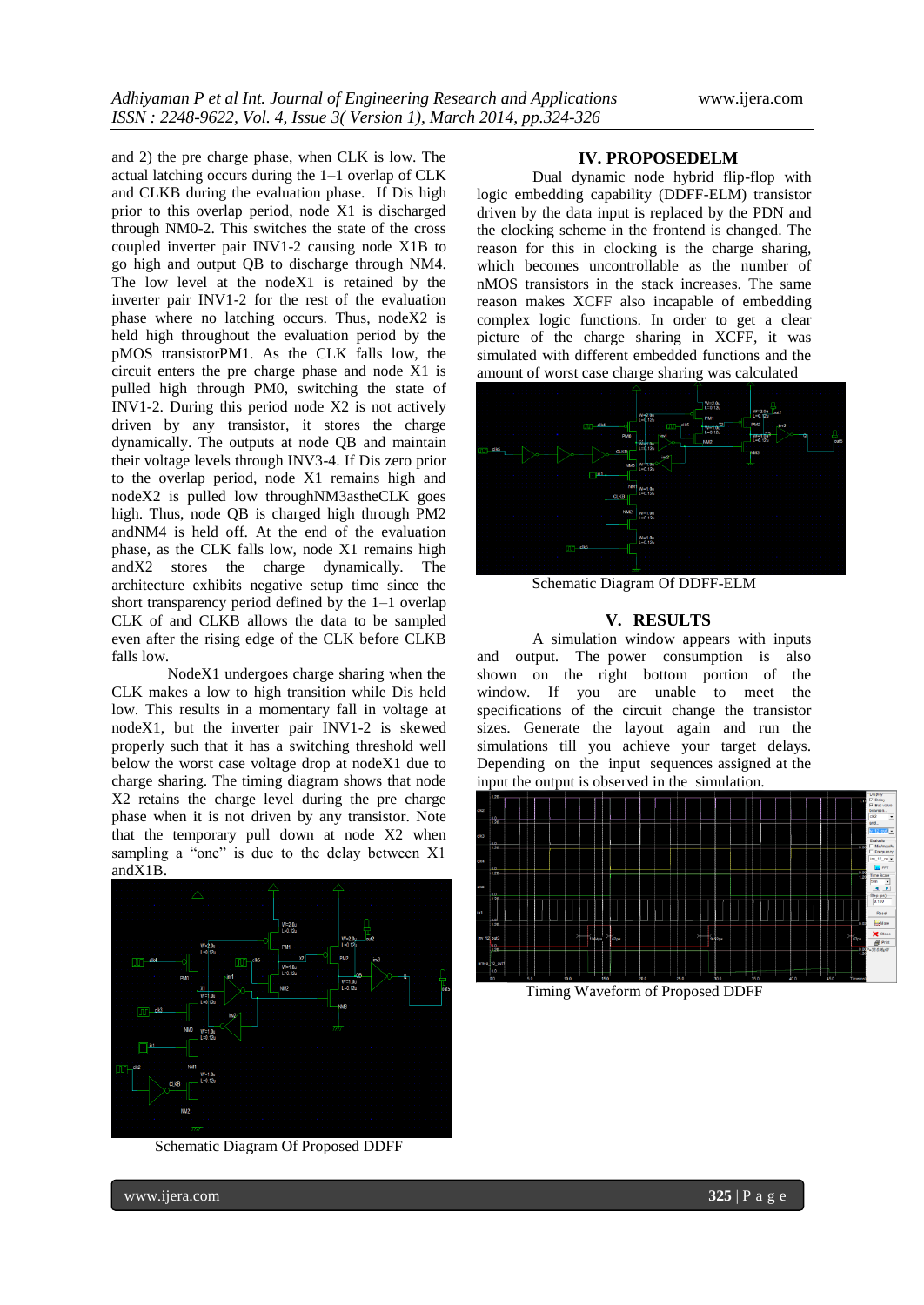and 2) the pre charge phase, when CLK is low. The actual latching occurs during the 1–1 overlap of CLK and CLKB during the evaluation phase. If Dis high prior to this overlap period, node X1 is discharged through NM0-2. This switches the state of the cross coupled inverter pair INV1-2 causing node X1B to go high and output QB to discharge through NM4. The low level at the nodeX1 is retained by the inverter pair INV1-2 for the rest of the evaluation phase where no latching occurs. Thus, nodeX2 is held high throughout the evaluation period by the pMOS transistorPM1. As the CLK falls low, the circuit enters the pre charge phase and node X1 is pulled high through PM0, switching the state of INV1-2. During this period node X2 is not actively driven by any transistor, it stores the charge dynamically. The outputs at node QB and maintain their voltage levels through INV3-4. If Dis zero prior to the overlap period, node X1 remains high and nodeX2 is pulled low throughNM3astheCLK goes high. Thus, node QB is charged high through PM2 andNM4 is held off. At the end of the evaluation phase, as the CLK falls low, node X1 remains high andX2 stores the charge dynamically. The architecture exhibits negative setup time since the short transparency period defined by the 1–1 overlap CLK of and CLKB allows the data to be sampled even after the rising edge of the CLK before CLKB falls low.

NodeX1 undergoes charge sharing when the CLK makes a low to high transition while Dis held low. This results in a momentary fall in voltage at nodeX1, but the inverter pair INV1-2 is skewed properly such that it has a switching threshold well below the worst case voltage drop at nodeX1 due to charge sharing. The timing diagram shows that node X2 retains the charge level during the pre charge phase when it is not driven by any transistor. Note that the temporary pull down at node X2 when sampling a "one" is due to the delay between X1 andX1B.

Schematic Diagram Of Proposed DDFF

## IV. PROPOSEDELM

Dual dynamic node hybrid flip-flop with logic embedding capability (DDFF-ELM) transistor driven by the data input is replaced by the PDN and the clocking scheme in the frontend is changed. The reason for this in clocking is the charge sharing, which becomes uncontrollable as the number of nMOS transistors in the stack increases. The same reason makes XCFF also incapable of embedding complex logic functions. In order to get a clear picture of the charge sharing in XCFF, it was simulated with different embedded functions and the amount of worst case charge sharing was calculated

Schematic Diagram Of DDFF-ELM

## V. RESULTS

A simulation window appears with inputs and output. The power consumption is also shown on the right bottom portion of the window. If you are unable to meet the specifications of the circuit change the transistor sizes. Generate the layout again and run the simulations till you achieve your target delays. Depending on the input sequences assigned at the input the output is observed in the simulation.

Timing Waveform of Proposed DDFF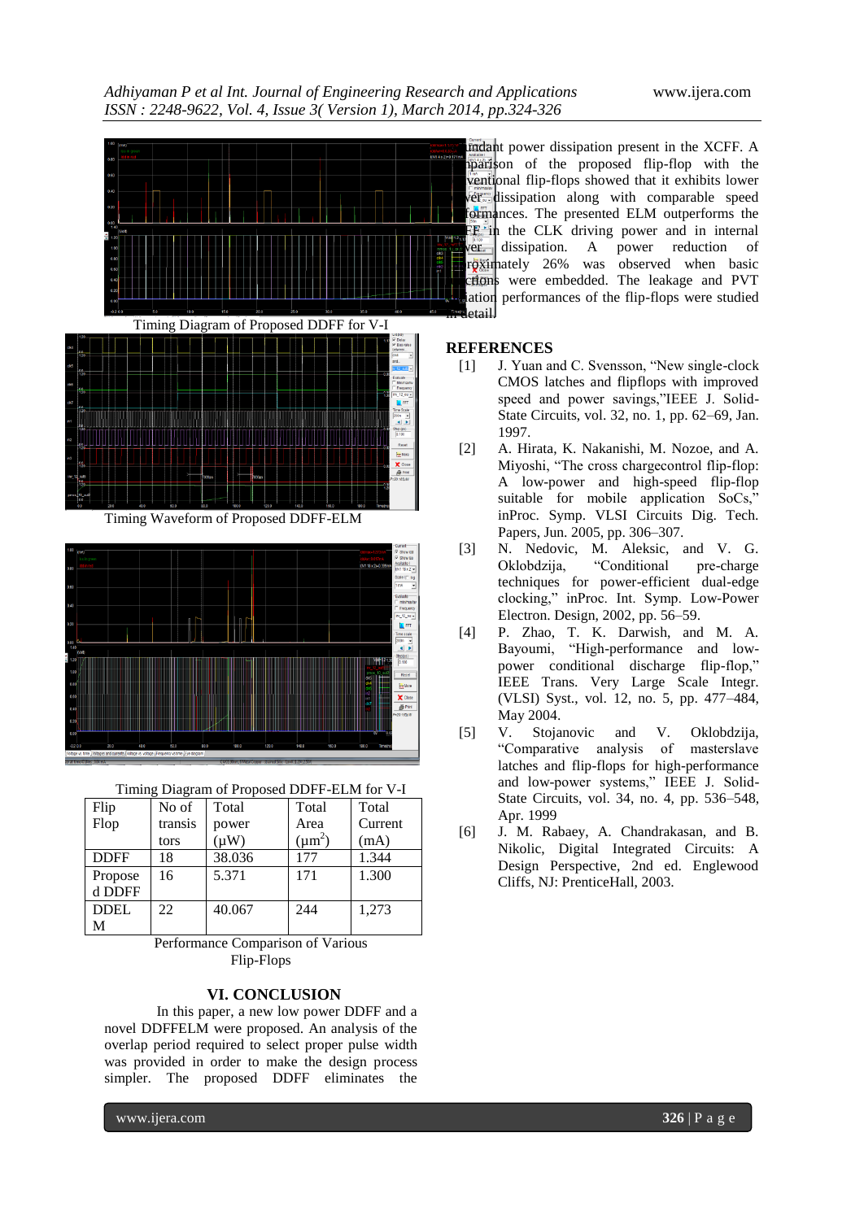Timing Diagram of Proposed DDFF for V-I

Timing Waveform of Proposed DDFF-ELM

Timing Diagram of Proposed DDFF-ELM for V-I

| Flip Flop | No of transistors | Total power (μW) | Total Area ($\mu m^2$) | Total Current (mA) |
|---|---|---|---|---|
| DDFF | 18 | 38.036 | 177 | 1.344 |
| Proposed DDFF | 16 | 5.371 | 171 | 1.300 |
| DDELM | 22 | 40.067 | 244 | 1,273 |

Performance Comparison of Various Flip-Flops

## VI. CONCLUSION

In this paper, a new low power DDFF and a novel DDFFELM were proposed. An analysis of the overlap period required to select proper pulse width was provided in order to make the design process simpler. The proposed DDFF eliminates the redundant power dissipation present in the XCFF. A comparison of the proposed flip-flop with the conventional flip-flops showed that it exhibits lower power dissipation along with comparable speed performances. The presented ELM outperforms the SEFF in the CLK driving power and in internal power dissipation. A power reduction of approximately 26% was observed when basic functions were embedded. The leakage and PVT variation performances of the flip-flops were studied in detail.

## REFERENCES

[1] J. Yuan and C. Svensson, "New single-clock CMOS latches and flipflops with improved speed and power savings,"IEEE J. Solid-State Circuits, vol. 32, no. 1, pp. 62–69, Jan. 1997.

[2] A. Hirata, K. Nakanishi, M. Nozoe, and A. Miyoshi, "The cross chargecontrol flip-flop: A low-power and high-speed flip-flop suitable for mobile application SoCs," inProc. Symp. VLSI Circuits Dig. Tech. Papers, Jun. 2005, pp. 306–307.

[3] N. Nedovic, M. Aleksic, and V. G. Oklobdzija, "Conditional pre-charge techniques for power-efficient dual-edge clocking," inProc. Int. Symp. Low-Power Electron. Design, 2002, pp. 56–59.

[4] P. Zhao, T. K. Darwish, and M. A. Bayoumi, "High-performance and low-power conditional discharge flip-flop," IEEE Trans. Very Large Scale Integr. (VLSI) Syst., vol. 12, no. 5, pp. 477–484, May 2004.

[5] V. Stojanovic and V. Oklobdzija, "Comparative analysis of masterslave latches and flip-flops for high-performance and low-power systems," IEEE J. Solid-State Circuits, vol. 34, no. 4, pp. 536–548, Apr. 1999

[6] J. M. Rabaey, A. Chandrakasan, and B. Nikolic, Digital Integrated Circuits: A Design Perspective, 2nd ed. Englewood Cliffs, NJ: PrenticeHall, 2003.